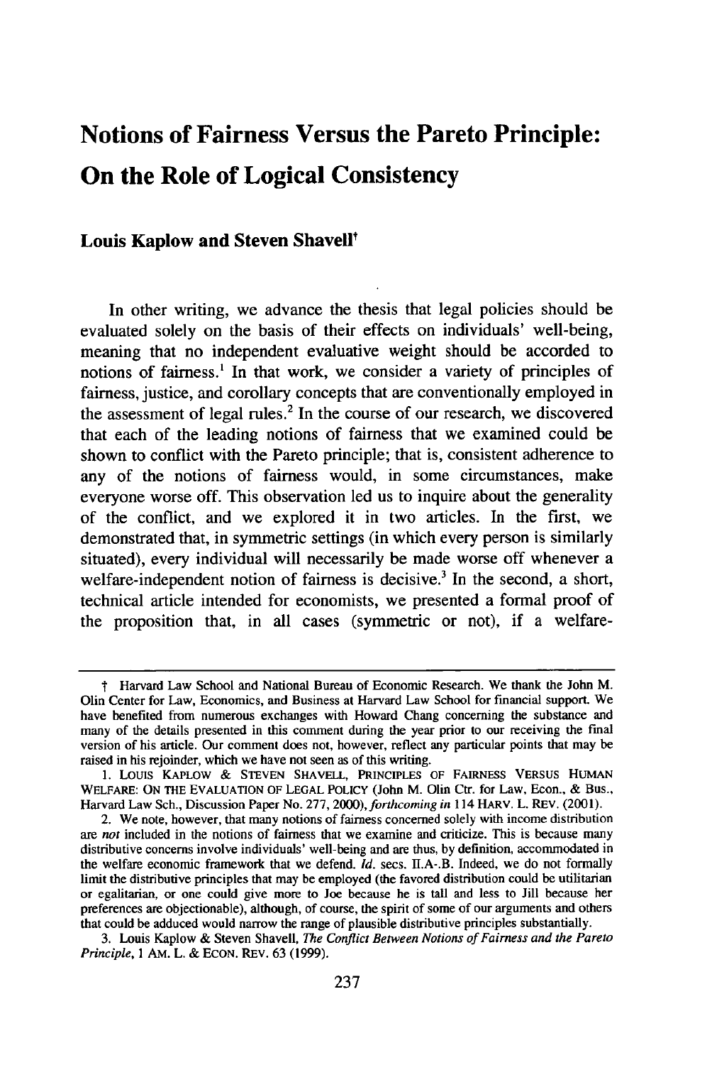# Notions of Fairness Versus the Pareto Principle: On the Role of Logical Consistency

**Louis Kaplow and Steven Shavell†**

In other writing, we advance the thesis that legal policies should be evaluated solely on the basis of their effects on individuals' well-being, meaning that no independent evaluative weight should be accorded to notions of fairness.[1] In that work, we consider a variety of principles of fairness, justice, and corollary concepts that are conventionally employed in the assessment of legal rules.[2] In the course of our research, we discovered that each of the leading notions of fairness that we examined could be shown to conflict with the Pareto principle; that is, consistent adherence to any of the notions of fairness would, in some circumstances, make everyone worse off. This observation led us to inquire about the generality of the conflict, and we explored it in two articles. In the first, we demonstrated that, in symmetric settings (in which every person is similarly situated), every individual will necessarily be made worse off whenever a welfare-independent notion of fairness is decisive.[3] In the second, a short, technical article intended for economists, we presented a formal proof of the proposition that, in all cases (symmetric or not), if a welfare-

---

† Harvard Law School and National Bureau of Economic Research. We thank the John M. Olin Center for Law, Economics, and Business at Harvard Law School for financial support. We have benefited from numerous exchanges with Howard Chang concerning the substance and many of the details presented in this comment during the year prior to our receiving the final version of his article. Our comment does not, however, reflect any particular points that may be raised in his rejoinder, which we have not seen as of this writing.

1. LOUIS KAPLOW & STEVEN SHAVELL, PRINCIPLES OF FAIRNESS VERSUS HUMAN WELFARE: ON THE EVALUATION OF LEGAL POLICY (John M. Olin Ctr. for Law, Econ., & Bus., Harvard Law Sch., Discussion Paper No. 277, 2000), *forthcoming in* 114 HARV. L. REV. (2001).

2. We note, however, that many notions of fairness concerned solely with income distribution are *not* included in the notions of fairness that we examine and criticize. This is because many distributive concerns involve individuals' well-being and are thus, by definition, accommodated in the welfare economic framework that we defend. *Id.* secs. II.A-.B. Indeed, we do not formally limit the distributive principles that may be employed (the favored distribution could be utilitarian or egalitarian, or one could give more to Joe because he is tall and less to Jill because her preferences are objectionable), although, of course, the spirit of some of our arguments and others that could be adduced would narrow the range of plausible distributive principles substantially.

3. Louis Kaplow & Steven Shavell, *The Conflict Between Notions of Fairness and the Pareto Principle*, 1 AM. L. & ECON. REV. 63 (1999).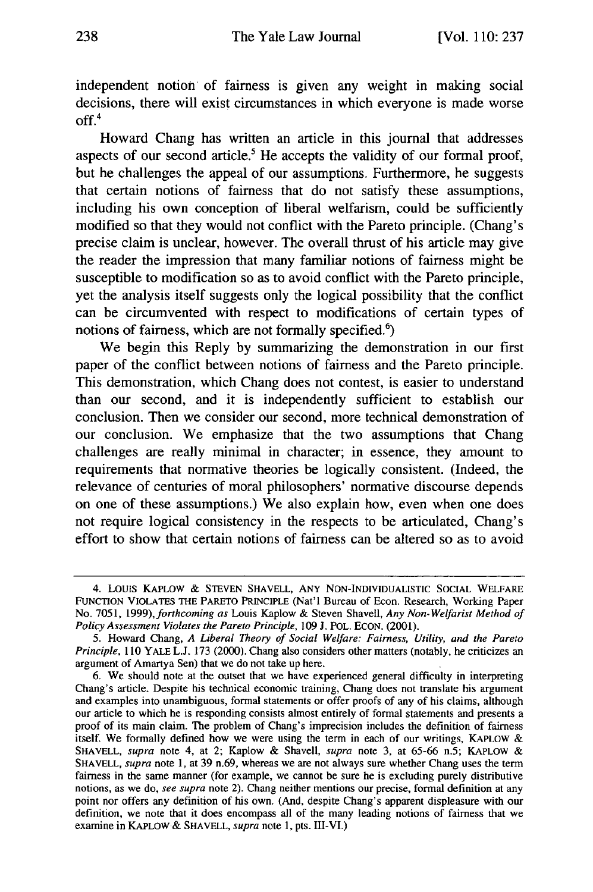independent notion of fairness is given any weight in making social decisions, there will exist circumstances in which everyone is made worse off.[4]

Howard Chang has written an article in this journal that addresses aspects of our second article.[5] He accepts the validity of our formal proof, but he challenges the appeal of our assumptions. Furthermore, he suggests that certain notions of fairness that do not satisfy these assumptions, including his own conception of liberal welfarism, could be sufficiently modified so that they would not conflict with the Pareto principle. (Chang's precise claim is unclear, however. The overall thrust of his article may give the reader the impression that many familiar notions of fairness might be susceptible to modification so as to avoid conflict with the Pareto principle, yet the analysis itself suggests only the logical possibility that the conflict can be circumvented with respect to modifications of certain types of notions of fairness, which are not formally specified.[6])

We begin this Reply by summarizing the demonstration in our first paper of the conflict between notions of fairness and the Pareto principle. This demonstration, which Chang does not contest, is easier to understand than our second, and it is independently sufficient to establish our conclusion. Then we consider our second, more technical demonstration of our conclusion. We emphasize that the two assumptions that Chang challenges are really minimal in character; in essence, they amount to requirements that normative theories be logically consistent. (Indeed, the relevance of centuries of moral philosophers' normative discourse depends on one of these assumptions.) We also explain how, even when one does not require logical consistency in the respects to be articulated, Chang's effort to show that certain notions of fairness can be altered so as to avoid

---

4. LOUIS KAPLOW & STEVEN SHAVELL, ANY NON-INDIVIDUALISTIC SOCIAL WELFARE FUNCTION VIOLATES THE PARETO PRINCIPLE (Nat'l Bureau of Econ. Research, Working Paper No. 7051, 1999), *forthcoming as* Louis Kaplow & Steven Shavell, *Any Non-Welfarist Method of Policy Assessment Violates the Pareto Principle*, 109 J. POL. ECON. (2001).

5. Howard Chang, *A Liberal Theory of Social Welfare: Fairness, Utility, and the Pareto Principle*, 110 YALE L.J. 173 (2000). Chang also considers other matters (notably, he criticizes an argument of Amartya Sen) that we do not take up here.

6. We should note at the outset that we have experienced general difficulty in interpreting Chang's article. Despite his technical economic training, Chang does not translate his argument and examples into unambiguous, formal statements or offer proofs of any of his claims, although our article to which he is responding consists almost entirely of formal statements and presents a proof of its main claim. The problem of Chang's imprecision includes the definition of fairness itself. We formally defined how we were using the term in each of our writings, KAPLOW & SHAVELL, *supra* note 4, at 2; Kaplow & Shavell, *supra* note 3, at 65-66 n.5; KAPLOW & SHAVELL, *supra* note 1, at 39 n.69, whereas we are not always sure whether Chang uses the term fairness in the same manner (for example, we cannot be sure he is excluding purely distributive notions, as we do, *see supra* note 2). Chang neither mentions our precise, formal definition at any point nor offers any definition of his own. (And, despite Chang's apparent displeasure with our definition, we note that it does encompass all of the many leading notions of fairness that we examine in KAPLOW & SHAVELL, *supra* note 1, pts. III-VI.)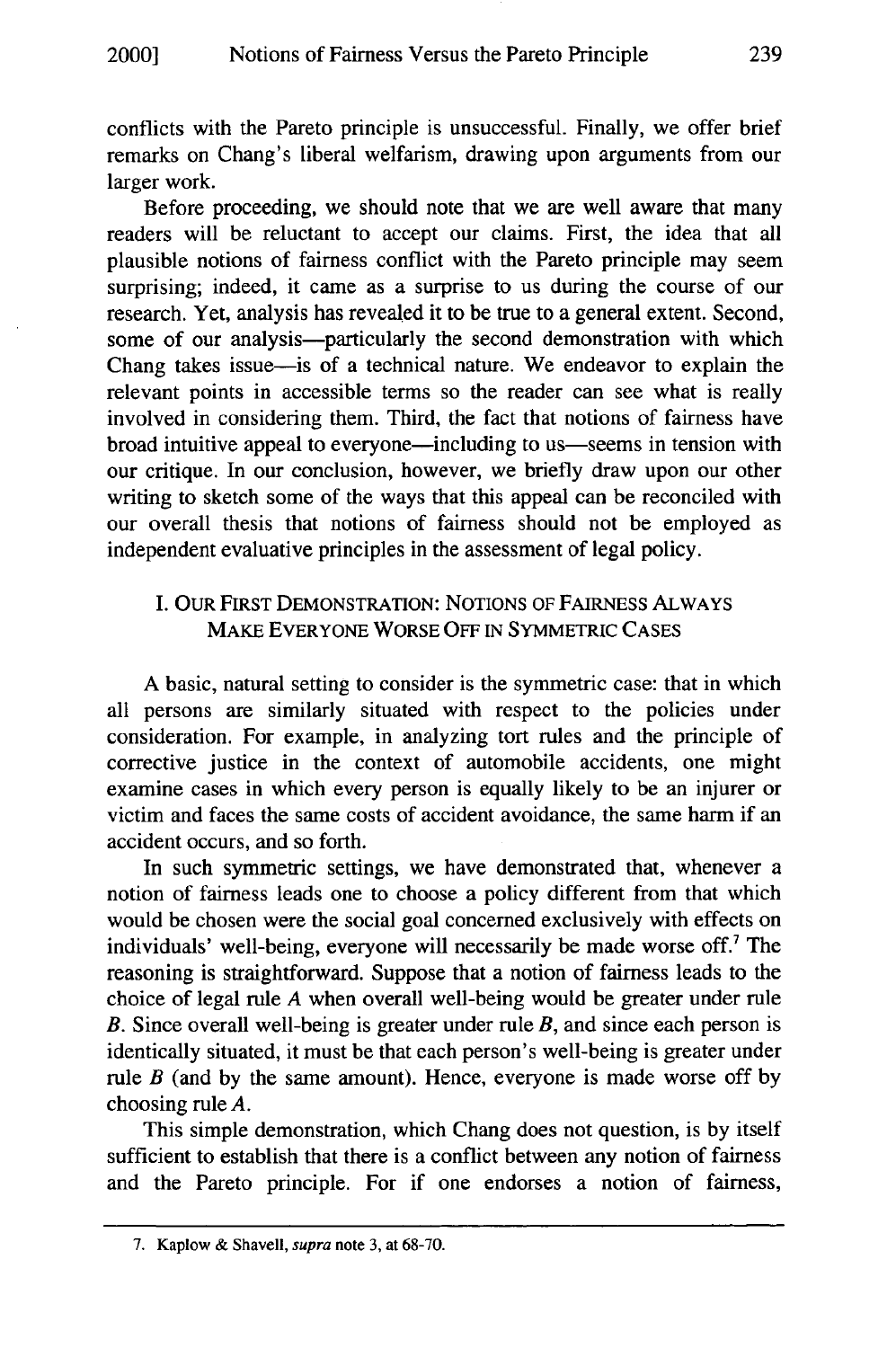conflicts with the Pareto principle is unsuccessful. Finally, we offer brief remarks on Chang's liberal welfarism, drawing upon arguments from our larger work.

Before proceeding, we should note that we are well aware that many readers will be reluctant to accept our claims. First, the idea that all plausible notions of fairness conflict with the Pareto principle may seem surprising; indeed, it came as a surprise to us during the course of our research. Yet, analysis has revealed it to be true to a general extent. Second, some of our analysis—particularly the second demonstration with which Chang takes issue—is of a technical nature. We endeavor to explain the relevant points in accessible terms so the reader can see what is really involved in considering them. Third, the fact that notions of fairness have broad intuitive appeal to everyone—including to us—seems in tension with our critique. In our conclusion, however, we briefly draw upon our other writing to sketch some of the ways that this appeal can be reconciled with our overall thesis that notions of fairness should not be employed as independent evaluative principles in the assessment of legal policy.

## I. OUR FIRST DEMONSTRATION: NOTIONS OF FAIRNESS ALWAYS MAKE EVERYONE WORSE OFF IN SYMMETRIC CASES

A basic, natural setting to consider is the symmetric case: that in which all persons are similarly situated with respect to the policies under consideration. For example, in analyzing tort rules and the principle of corrective justice in the context of automobile accidents, one might examine cases in which every person is equally likely to be an injurer or victim and faces the same costs of accident avoidance, the same harm if an accident occurs, and so forth.

In such symmetric settings, we have demonstrated that, whenever a notion of fairness leads one to choose a policy different from that which would be chosen were the social goal concerned exclusively with effects on individuals' well-being, everyone will necessarily be made worse off.[7] The reasoning is straightforward. Suppose that a notion of fairness leads to the choice of legal rule *A* when overall well-being would be greater under rule *B*. Since overall well-being is greater under rule *B*, and since each person is identically situated, it must be that each person's well-being is greater under rule *B* (and by the same amount). Hence, everyone is made worse off by choosing rule *A*.

This simple demonstration, which Chang does not question, is by itself sufficient to establish that there is a conflict between any notion of fairness and the Pareto principle. For if one endorses a notion of fairness,

7. Kaplow & Shavell, *supra* note 3, at 68-70.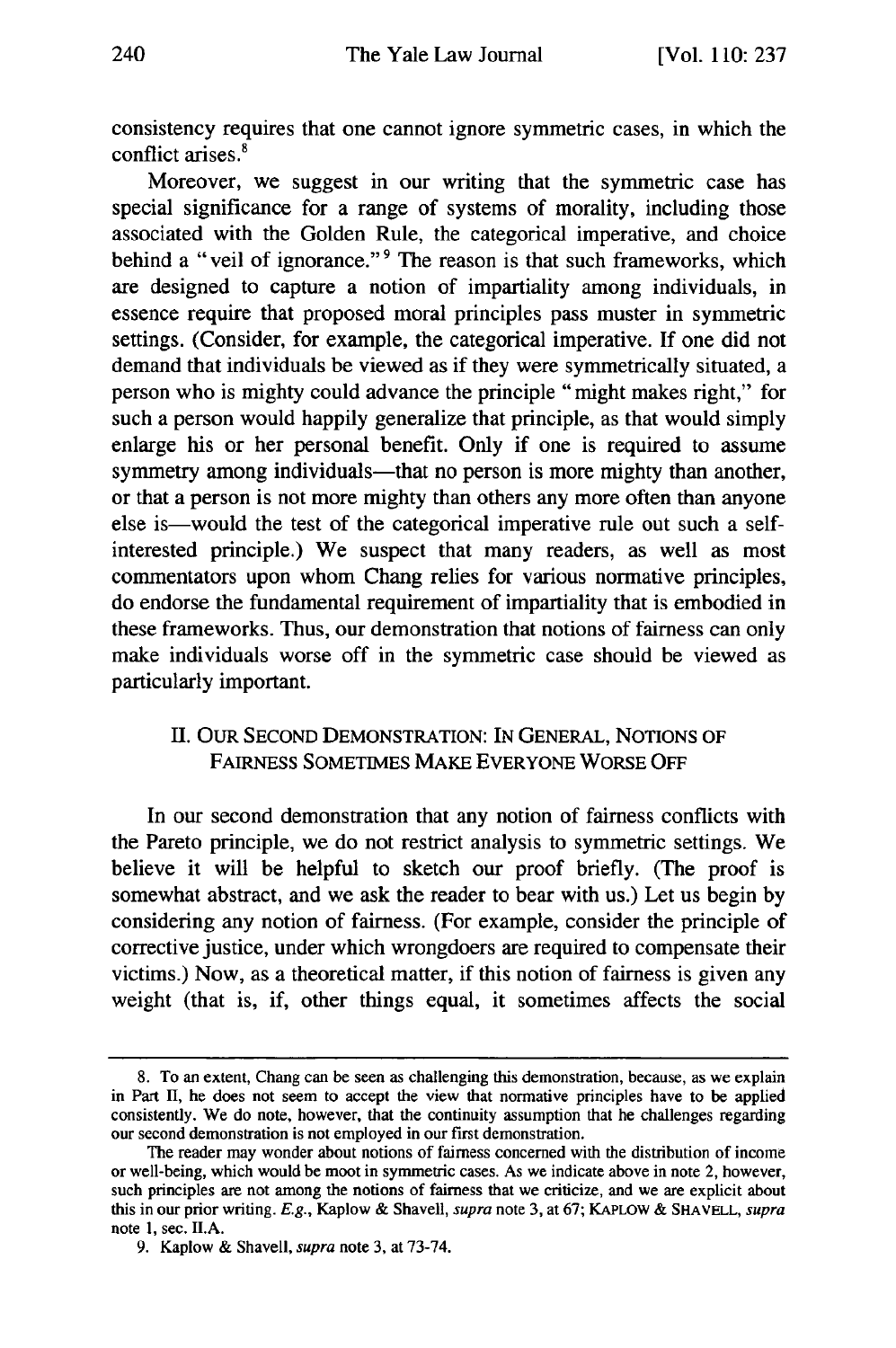consistency requires that one cannot ignore symmetric cases, in which the conflict arises.[8]

Moreover, we suggest in our writing that the symmetric case has special significance for a range of systems of morality, including those associated with the Golden Rule, the categorical imperative, and choice behind a "veil of ignorance."[9] The reason is that such frameworks, which are designed to capture a notion of impartiality among individuals, in essence require that proposed moral principles pass muster in symmetric settings. (Consider, for example, the categorical imperative. If one did not demand that individuals be viewed as if they were symmetrically situated, a person who is mighty could advance the principle "might makes right," for such a person would happily generalize that principle, as that would simply enlarge his or her personal benefit. Only if one is required to assume symmetry among individuals—that no person is more mighty than another, or that a person is not more mighty than others any more often than anyone else is—would the test of the categorical imperative rule out such a self-interested principle.) We suspect that many readers, as well as most commentators upon whom Chang relies for various normative principles, do endorse the fundamental requirement of impartiality that is embodied in these frameworks. Thus, our demonstration that notions of fairness can only make individuals worse off in the symmetric case should be viewed as particularly important.

## II. OUR SECOND DEMONSTRATION: IN GENERAL, NOTIONS OF FAIRNESS SOMETIMES MAKE EVERYONE WORSE OFF

In our second demonstration that any notion of fairness conflicts with the Pareto principle, we do not restrict analysis to symmetric settings. We believe it will be helpful to sketch our proof briefly. (The proof is somewhat abstract, and we ask the reader to bear with us.) Let us begin by considering any notion of fairness. (For example, consider the principle of corrective justice, under which wrongdoers are required to compensate their victims.) Now, as a theoretical matter, if this notion of fairness is given any weight (that is, if, other things equal, it sometimes affects the social

---

8. To an extent, Chang can be seen as challenging this demonstration, because, as we explain in Part II, he does not seem to accept the view that normative principles have to be applied consistently. We do note, however, that the continuity assumption that he challenges regarding our second demonstration is not employed in our first demonstration.

The reader may wonder about notions of fairness concerned with the distribution of income or well-being, which would be moot in symmetric cases. As we indicate above in note 2, however, such principles are not among the notions of fairness that we criticize, and we are explicit about this in our prior writing. *E.g.*, Kaplow & Shavell, *supra* note 3, at 67; KAPLOW & SHAVELL, *supra* note 1, sec. II.A.

9. Kaplow & Shavell, *supra* note 3, at 73-74.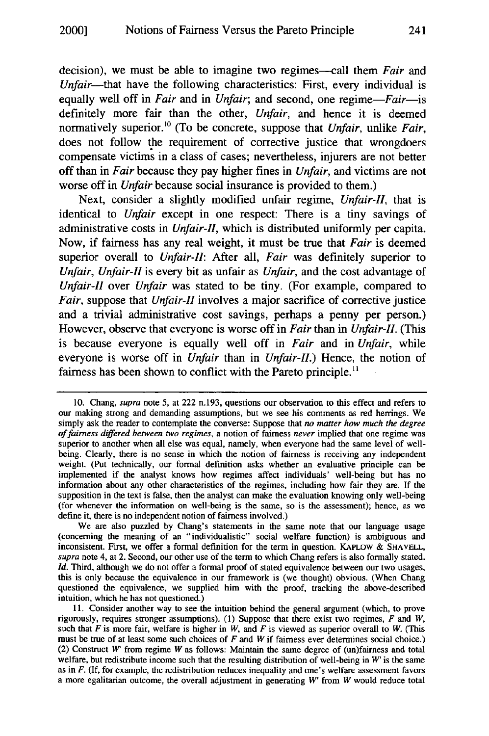decision), we must be able to imagine two regimes—call them *Fair* and *Unfair*—that have the following characteristics: First, every individual is equally well off in *Fair* and in *Unfair*; and second, one regime—*Fair*—is definitely more fair than the other, *Unfair*, and hence it is deemed normatively superior.[10] (To be concrete, suppose that *Unfair*, unlike *Fair*, does not follow the requirement of corrective justice that wrongdoers compensate victims in a class of cases; nevertheless, injurers are not better off than in *Fair* because they pay higher fines in *Unfair*, and victims are not worse off in *Unfair* because social insurance is provided to them.)

Next, consider a slightly modified unfair regime, *Unfair-II*, that is identical to *Unfair* except in one respect: There is a tiny savings of administrative costs in *Unfair-II*, which is distributed uniformly per capita. Now, if fairness has any real weight, it must be true that *Fair* is deemed superior overall to *Unfair-II*: After all, *Fair* was definitely superior to *Unfair*, *Unfair-II* is every bit as unfair as *Unfair*, and the cost advantage of *Unfair-II* over *Unfair* was stated to be tiny. (For example, compared to *Fair*, suppose that *Unfair-II* involves a major sacrifice of corrective justice and a trivial administrative cost savings, perhaps a penny per person.) However, observe that everyone is worse off in *Fair* than in *Unfair-II*. (This is because everyone is equally well off in *Fair* and in *Unfair*, while everyone is worse off in *Unfair* than in *Unfair-II*.) Hence, the notion of fairness has been shown to conflict with the Pareto principle.[11]

---

10. Chang, *supra* note 5, at 222 n.193, questions our observation to this effect and refers to our making strong and demanding assumptions, but we see his comments as red herrings. We simply ask the reader to contemplate the converse: Suppose that *no matter how much the degree of fairness differed between two regimes*, a notion of fairness *never* implied that one regime was superior to another when all else was equal, namely, when everyone had the same level of well-being. Clearly, there is no sense in which the notion of fairness is receiving any independent weight. (Put technically, our formal definition asks whether an evaluative principle can be implemented if the analyst knows how regimes affect individuals' well-being but has no information about any other characteristics of the regimes, including how fair they are. If the supposition in the text is false, then the analyst can make the evaluation knowing only well-being (for whenever the information on well-being is the same, so is the assessment); hence, as we define it, there is no independent notion of fairness involved.)

We are also puzzled by Chang's statements in the same note that our language usage (concerning the meaning of "individualistic" social welfare function) is ambiguous and inconsistent. First, we offer a formal definition for the term in question. KAPLOW & SHAVELL, *supra* note 4, at 2. Second, our other use of the term to which Chang refers is also formally stated. *Id.* Third, although we do not offer a formal proof of stated equivalence between our two usages, this is only because the equivalence in our framework is (we thought) obvious. (When Chang questioned the equivalence, we supplied him with the proof, tracking the above-described intuition, which he has not questioned.)

11. Consider another way to see the intuition behind the general argument (which, to prove rigorously, requires stronger assumptions). (1) Suppose that there exist two regimes, $F$ and $W$, such that $F$ is more fair, welfare is higher in $W$, and $F$ is viewed as superior overall to $W$. (This must be true of at least some such choices of $F$ and $W$ if fairness ever determines social choice.) (2) Construct $W'$ from regime $W$ as follows: Maintain the same degree of (un)fairness and total welfare, but redistribute income such that the resulting distribution of well-being in $W'$ is the same as in $F$. (If, for example, the redistribution reduces inequality and one's welfare assessment favors a more egalitarian outcome, the overall adjustment in generating $W'$ from $W$ would reduce total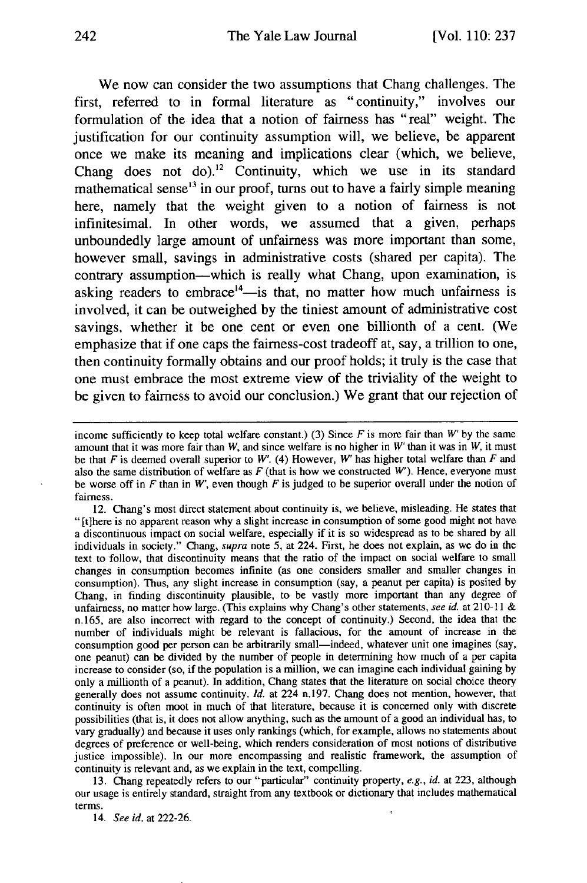We now can consider the two assumptions that Chang challenges. The first, referred to in formal literature as "continuity," involves our formulation of the idea that a notion of fairness has "real" weight. The justification for our continuity assumption will, we believe, be apparent once we make its meaning and implications clear (which, we believe, Chang does not do).[12] Continuity, which we use in its standard mathematical sense[13] in our proof, turns out to have a fairly simple meaning here, namely that the weight given to a notion of fairness is not infinitesimal. In other words, we assumed that a given, perhaps unboundedly large amount of unfairness was more important than some, however small, savings in administrative costs (shared per capita). The contrary assumption—which is really what Chang, upon examination, is asking readers to embrace[14]—is that, no matter how much unfairness is involved, it can be outweighed by the tiniest amount of administrative cost savings, whether it be one cent or even one billionth of a cent. (We emphasize that if one caps the fairness-cost tradeoff at, say, a trillion to one, then continuity formally obtains and our proof holds; it truly is the case that one must embrace the most extreme view of the triviality of the weight to be given to fairness to avoid our conclusion.) We grant that our rejection of

---

income sufficiently to keep total welfare constant.) (3) Since $F$ is more fair than $W'$ by the same amount that it was more fair than $W$, and since welfare is no higher in $W'$ than it was in $W$, it must be that $F$ is deemed overall superior to $W'$. (4) However, $W'$ has higher total welfare than $F$ and also the same distribution of welfare as $F$ (that is how we constructed $W'$). Hence, everyone must be worse off in $F$ than in $W'$, even though $F$ is judged to be superior overall under the notion of fairness.

12. Chang's most direct statement about continuity is, we believe, misleading. He states that "[t]here is no apparent reason why a slight increase in consumption of some good might not have a discontinuous impact on social welfare, especially if it is so widespread as to be shared by all individuals in society." Chang, *supra* note 5, at 224. First, he does not explain, as we do in the text to follow, that discontinuity means that the ratio of the impact on social welfare to small changes in consumption becomes infinite (as one considers smaller and smaller changes in consumption). Thus, any slight increase in consumption (say, a peanut per capita) is posited by Chang, in finding discontinuity plausible, to be vastly more important than any degree of unfairness, no matter how large. (This explains why Chang's other statements, *see id.* at 210-11 & n.165, are also incorrect with regard to the concept of continuity.) Second, the idea that the number of individuals might be relevant is fallacious, for the amount of increase in the consumption good per person can be arbitrarily small—indeed, whatever unit one imagines (say, one peanut) can be divided by the number of people in determining how much of a per capita increase to consider (so, if the population is a million, we can imagine each individual gaining by only a millionth of a peanut). In addition, Chang states that the literature on social choice theory generally does not assume continuity. *Id.* at 224 n.197. Chang does not mention, however, that continuity is often moot in much of that literature, because it is concerned only with discrete possibilities (that is, it does not allow anything, such as the amount of a good an individual has, to vary gradually) and because it uses only rankings (which, for example, allows no statements about degrees of preference or well-being, which renders consideration of most notions of distributive justice impossible). In our more encompassing and realistic framework, the assumption of continuity is relevant and, as we explain in the text, compelling.

13. Chang repeatedly refers to our "particular" continuity property, *e.g.*, *id.* at 223, although our usage is entirely standard, straight from any textbook or dictionary that includes mathematical terms.

14. *See id.* at 222-26.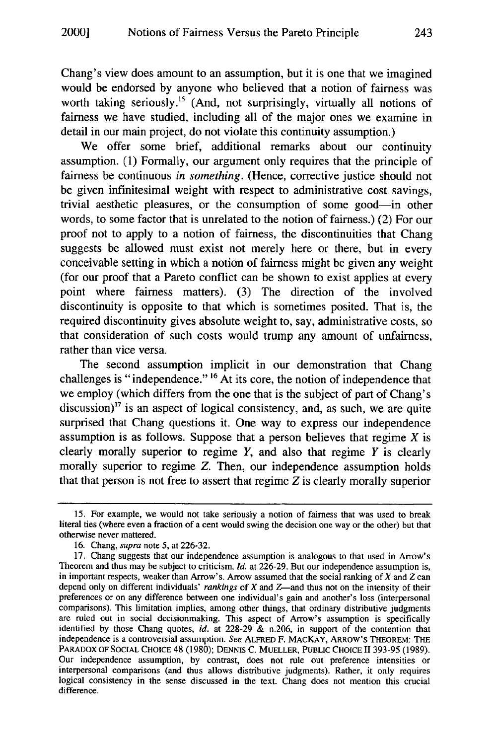Chang's view does amount to an assumption, but it is one that we imagined would be endorsed by anyone who believed that a notion of fairness was worth taking seriously.[15] (And, not surprisingly, virtually all notions of fairness we have studied, including all of the major ones we examine in detail in our main project, do not violate this continuity assumption.)

We offer some brief, additional remarks about our continuity assumption. (1) Formally, our argument only requires that the principle of fairness be continuous *in something*. (Hence, corrective justice should not be given infinitesimal weight with respect to administrative cost savings, trivial aesthetic pleasures, or the consumption of some good—in other words, to some factor that is unrelated to the notion of fairness.) (2) For our proof not to apply to a notion of fairness, the discontinuities that Chang suggests be allowed must exist not merely here or there, but in every conceivable setting in which a notion of fairness might be given any weight (for our proof that a Pareto conflict can be shown to exist applies at every point where fairness matters). (3) The direction of the involved discontinuity is opposite to that which is sometimes posited. That is, the required discontinuity gives absolute weight to, say, administrative costs, so that consideration of such costs would trump any amount of unfairness, rather than vice versa.

The second assumption implicit in our demonstration that Chang challenges is "independence."[16] At its core, the notion of independence that we employ (which differs from the one that is the subject of part of Chang's discussion)[17] is an aspect of logical consistency, and, as such, we are quite surprised that Chang questions it. One way to express our independence assumption is as follows. Suppose that a person believes that regime $X$ is clearly morally superior to regime $Y$, and also that regime $Y$ is clearly morally superior to regime $Z$. Then, our independence assumption holds that that person is not free to assert that regime $Z$ is clearly morally superior

---

15. For example, we would not take seriously a notion of fairness that was used to break literal ties (where even a fraction of a cent would swing the decision one way or the other) but that otherwise never mattered.

16. Chang, *supra* note 5, at 226-32.

17. Chang suggests that our independence assumption is analogous to that used in Arrow's Theorem and thus may be subject to criticism. *Id.* at 226-29. But our independence assumption is, in important respects, weaker than Arrow's. Arrow assumed that the social ranking of $X$ and $Z$ can depend only on different individuals' *rankings* of $X$ and $Z$—and thus not on the intensity of their preferences or on any difference between one individual's gain and another's loss (interpersonal comparisons). This limitation implies, among other things, that ordinary distributive judgments are ruled out in social decisionmaking. This aspect of Arrow's assumption is specifically identified by those Chang quotes, *id.* at 228-29 & n.206, in support of the contention that independence is a controversial assumption. *See* ALFRED F. MACKAY, ARROW'S THEOREM: THE PARADOX OF SOCIAL CHOICE 48 (1980); DENNIS C. MUELLER, PUBLIC CHOICE II 393-95 (1989). Our independence assumption, by contrast, does not rule out preference intensities or interpersonal comparisons (and thus allows distributive judgments). Rather, it only requires logical consistency in the sense discussed in the text. Chang does not mention this crucial difference.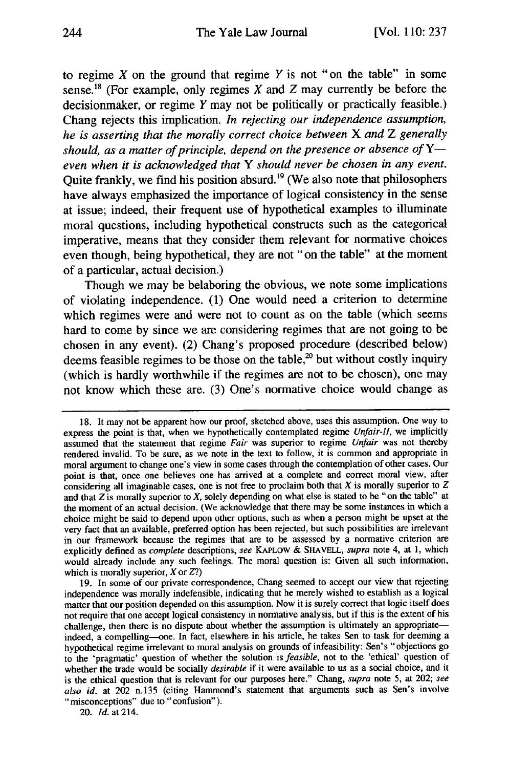to regime *X* on the ground that regime *Y* is not "on the table" in some sense.[18] (For example, only regimes *X* and *Z* may currently be before the decisionmaker, or regime *Y* may not be politically or practically feasible.) Chang rejects this implication. *In rejecting our independence assumption, he is asserting that the morally correct choice between* X *and* Z *generally should, as a matter of principle, depend on the presence or absence of* Y*—even when it is acknowledged that* Y *should never be chosen in any event.* Quite frankly, we find his position absurd.[19] (We also note that philosophers have always emphasized the importance of logical consistency in the sense at issue; indeed, their frequent use of hypothetical examples to illuminate moral questions, including hypothetical constructs such as the categorical imperative, means that they consider them relevant for normative choices even though, being hypothetical, they are not "on the table" at the moment of a particular, actual decision.)

Though we may be belaboring the obvious, we note some implications of violating independence. (1) One would need a criterion to determine which regimes were and were not to count as on the table (which seems hard to come by since we are considering regimes that are not going to be chosen in any event). (2) Chang's proposed procedure (described below) deems feasible regimes to be those on the table,[20] but without costly inquiry (which is hardly worthwhile if the regimes are not to be chosen), one may not know which these are. (3) One's normative choice would change as

---

18. It may not be apparent how our proof, sketched above, uses this assumption. One way to express the point is that, when we hypothetically contemplated regime *Unfair-II*, we implicitly assumed that the statement that regime *Fair* was superior to regime *Unfair* was not thereby rendered invalid. To be sure, as we note in the text to follow, it is common and appropriate in moral argument to change one's view in some cases through the contemplation of other cases. Our point is that, once one believes one has arrived at a complete and correct moral view, after considering all imaginable cases, one is not free to proclaim both that *X* is morally superior to *Z* and that *Z* is morally superior to *X*, solely depending on what else is stated to be "on the table" at the moment of an actual decision. (We acknowledge that there may be some instances in which a choice might be said to depend upon other options, such as when a person might be upset at the very fact that an available, preferred option has been rejected, but such possibilities are irrelevant in our framework because the regimes that are to be assessed by a normative criterion are explicitly defined as *complete* descriptions, *see* KAPLOW & SHAVELL, *supra* note 4, at 1, which would already include any such feelings. The moral question is: Given all such information, which is morally superior, *X* or *Z*?)

19. In some of our private correspondence, Chang seemed to accept our view that rejecting independence was morally indefensible, indicating that he merely wished to establish as a logical matter that our position depended on this assumption. Now it is surely correct that logic itself does not require that one accept logical consistency in normative analysis, but if this is the extent of his challenge, then there is no dispute about whether the assumption is ultimately an appropriate—indeed, a compelling—one. In fact, elsewhere in his article, he takes Sen to task for deeming a hypothetical regime irrelevant to moral analysis on grounds of infeasibility: Sen's "objections go to the 'pragmatic' question of whether the solution is *feasible*, not to the 'ethical' question of whether the trade would be socially *desirable* if it were available to us as a social choice, and it is the ethical question that is relevant for our purposes here." Chang, *supra* note 5, at 202; *see also id.* at 202 n.135 (citing Hammond's statement that arguments such as Sen's involve "misconceptions" due to "confusion").

20. *Id.* at 214.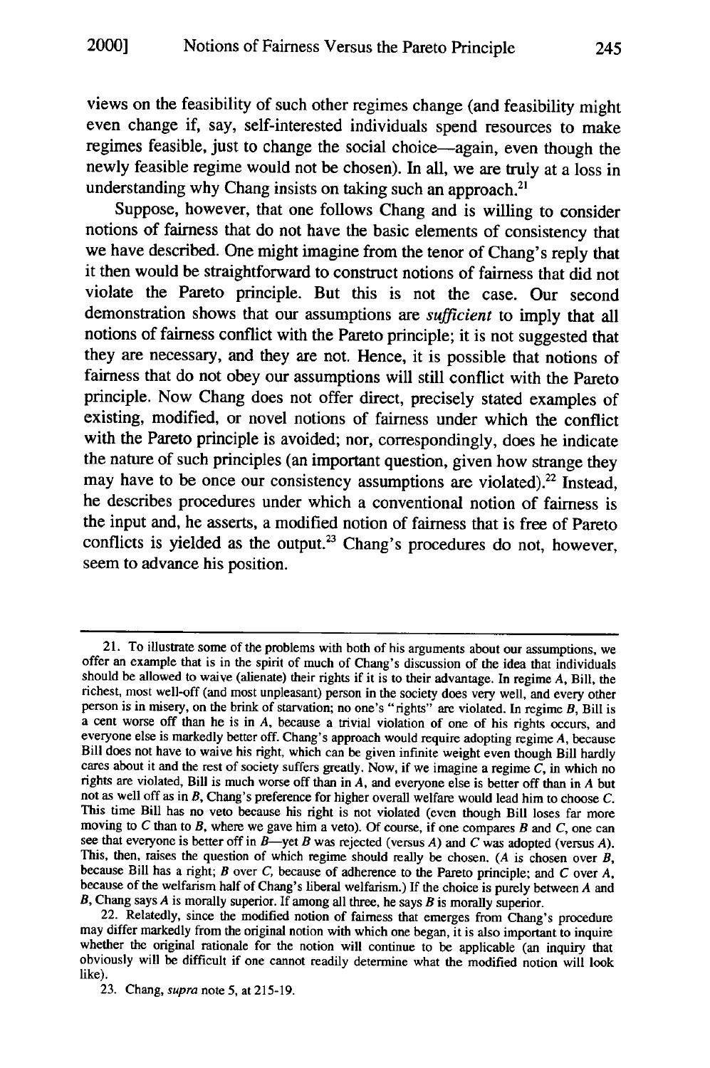views on the feasibility of such other regimes change (and feasibility might even change if, say, self-interested individuals spend resources to make regimes feasible, just to change the social choice—again, even though the newly feasible regime would not be chosen). In all, we are truly at a loss in understanding why Chang insists on taking such an approach.[21]

Suppose, however, that one follows Chang and is willing to consider notions of fairness that do not have the basic elements of consistency that we have described. One might imagine from the tenor of Chang's reply that it then would be straightforward to construct notions of fairness that did not violate the Pareto principle. But this is not the case. Our second demonstration shows that our assumptions are *sufficient* to imply that all notions of fairness conflict with the Pareto principle; it is not suggested that they are necessary, and they are not. Hence, it is possible that notions of fairness that do not obey our assumptions will still conflict with the Pareto principle. Now Chang does not offer direct, precisely stated examples of existing, modified, or novel notions of fairness under which the conflict with the Pareto principle is avoided; nor, correspondingly, does he indicate the nature of such principles (an important question, given how strange they may have to be once our consistency assumptions are violated).[22] Instead, he describes procedures under which a conventional notion of fairness is the input and, he asserts, a modified notion of fairness that is free of Pareto conflicts is yielded as the output.[23] Chang's procedures do not, however, seem to advance his position.

---

21. To illustrate some of the problems with both of his arguments about our assumptions, we offer an example that is in the spirit of much of Chang's discussion of the idea that individuals should be allowed to waive (alienate) their rights if it is to their advantage. In regime *A*, Bill, the richest, most well-off (and most unpleasant) person in the society does very well, and every other person is in misery, on the brink of starvation; no one's "rights" are violated. In regime *B*, Bill is a cent worse off than he is in *A*, because a trivial violation of one of his rights occurs, and everyone else is markedly better off. Chang's approach would require adopting regime *A*, because Bill does not have to waive his right, which can be given infinite weight even though Bill hardly cares about it and the rest of society suffers greatly. Now, if we imagine a regime *C*, in which no rights are violated, Bill is much worse off than in *A*, and everyone else is better off than in *A* but not as well off as in *B*, Chang's preference for higher overall welfare would lead him to choose *C*. This time Bill has no veto because his right is not violated (even though Bill loses far more moving to *C* than to *B*, where we gave him a veto). Of course, if one compares *B* and *C*, one can see that everyone is better off in *B*—yet *B* was rejected (versus *A*) and *C* was adopted (versus *A*). This, then, raises the question of which regime should really be chosen. (*A* is chosen over *B*, because Bill has a right; *B* over *C*, because of adherence to the Pareto principle; and *C* over *A*, because of the welfarism half of Chang's liberal welfarism.) If the choice is purely between *A* and *B*, Chang says *A* is morally superior. If among all three, he says *B* is morally superior.

22. Relatedly, since the modified notion of fairness that emerges from Chang's procedure may differ markedly from the original notion with which one began, it is also important to inquire whether the original rationale for the notion will continue to be applicable (an inquiry that obviously will be difficult if one cannot readily determine what the modified notion will look like).

23. Chang, *supra* note 5, at 215-19.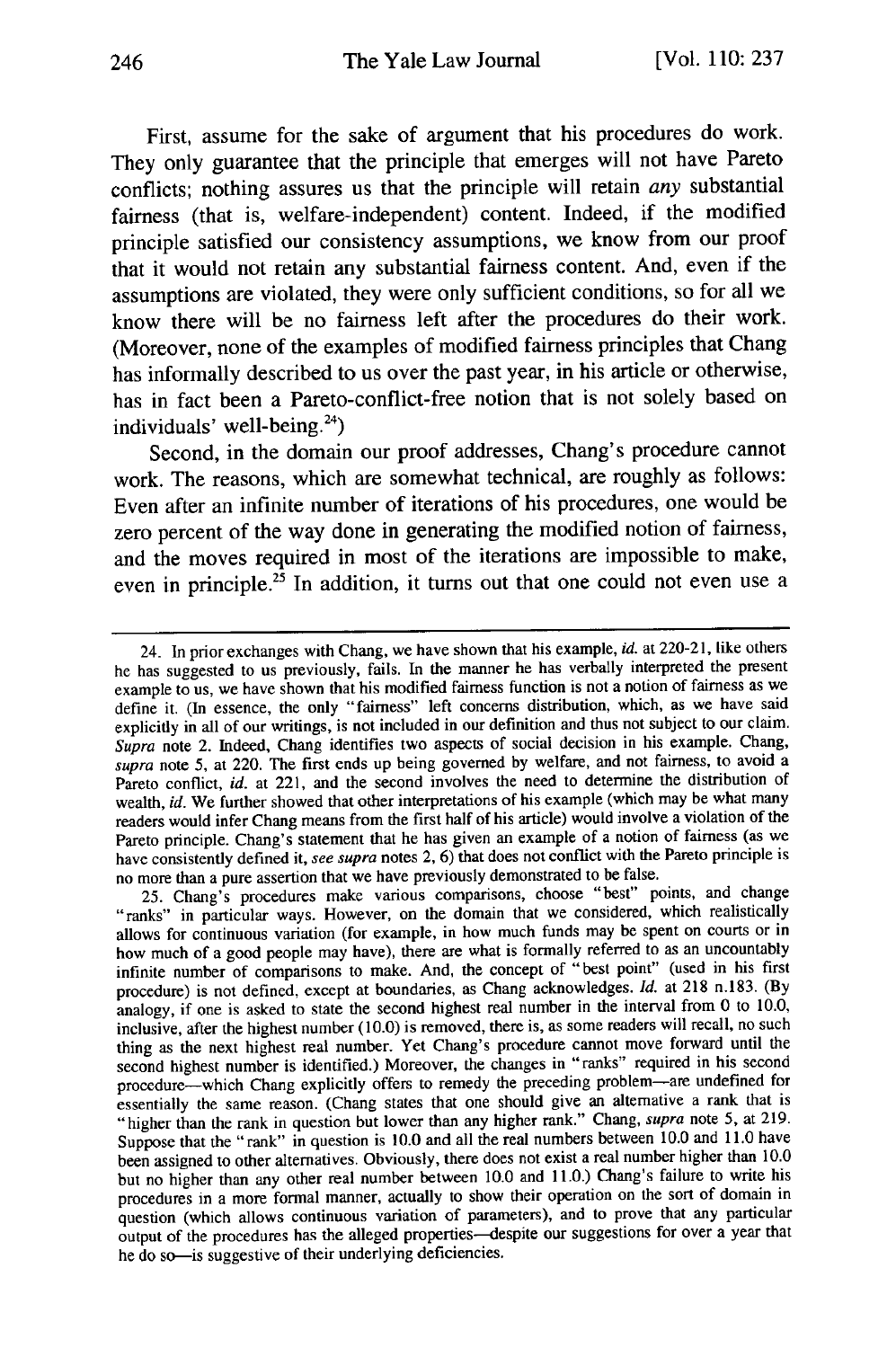First, assume for the sake of argument that his procedures do work. They only guarantee that the principle that emerges will not have Pareto conflicts; nothing assures us that the principle will retain *any* substantial fairness (that is, welfare-independent) content. Indeed, if the modified principle satisfied our consistency assumptions, we know from our proof that it would not retain any substantial fairness content. And, even if the assumptions are violated, they were only sufficient conditions, so for all we know there will be no fairness left after the procedures do their work. (Moreover, none of the examples of modified fairness principles that Chang has informally described to us over the past year, in his article or otherwise, has in fact been a Pareto-conflict-free notion that is not solely based on individuals' well-being.[24])

Second, in the domain our proof addresses, Chang's procedure cannot work. The reasons, which are somewhat technical, are roughly as follows: Even after an infinite number of iterations of his procedures, one would be zero percent of the way done in generating the modified notion of fairness, and the moves required in most of the iterations are impossible to make, even in principle.[25] In addition, it turns out that one could not even use a

---

24. In prior exchanges with Chang, we have shown that his example, *id.* at 220-21, like others he has suggested to us previously, fails. In the manner he has verbally interpreted the present example to us, we have shown that his modified fairness function is not a notion of fairness as we define it. (In essence, the only "fairness" left concerns distribution, which, as we have said explicitly in all of our writings, is not included in our definition and thus not subject to our claim. *Supra* note 2. Indeed, Chang identifies two aspects of social decision in his example. Chang, *supra* note 5, at 220. The first ends up being governed by welfare, and not fairness, to avoid a Pareto conflict, *id.* at 221, and the second involves the need to determine the distribution of wealth, *id.* We further showed that other interpretations of his example (which may be what many readers would infer Chang means from the first half of his article) would involve a violation of the Pareto principle. Chang's statement that he has given an example of a notion of fairness (as we have consistently defined it, *see supra* notes 2, 6) that does not conflict with the Pareto principle is no more than a pure assertion that we have previously demonstrated to be false.

25. Chang's procedures make various comparisons, choose "best" points, and change "ranks" in particular ways. However, on the domain that we considered, which realistically allows for continuous variation (for example, in how much funds may be spent on courts or in how much of a good people may have), there are what is formally referred to as an uncountably infinite number of comparisons to make. And, the concept of "best point" (used in his first procedure) is not defined, except at boundaries, as Chang acknowledges. *Id.* at 218 n.183. (By analogy, if one is asked to state the second highest real number in the interval from 0 to 10.0, inclusive, after the highest number (10.0) is removed, there is, as some readers will recall, no such thing as the next highest real number. Yet Chang's procedure cannot move forward until the second highest number is identified.) Moreover, the changes in "ranks" required in his second procedure—which Chang explicitly offers to remedy the preceding problem—are undefined for essentially the same reason. (Chang states that one should give an alternative a rank that is "higher than the rank in question but lower than any higher rank." Chang, *supra* note 5, at 219. Suppose that the "rank" in question is 10.0 and all the real numbers between 10.0 and 11.0 have been assigned to other alternatives. Obviously, there does not exist a real number higher than 10.0 but no higher than any other real number between 10.0 and 11.0.) Chang's failure to write his procedures in a more formal manner, actually to show their operation on the sort of domain in question (which allows continuous variation of parameters), and to prove that any particular output of the procedures has the alleged properties—despite our suggestions for over a year that he do so—is suggestive of their underlying deficiencies.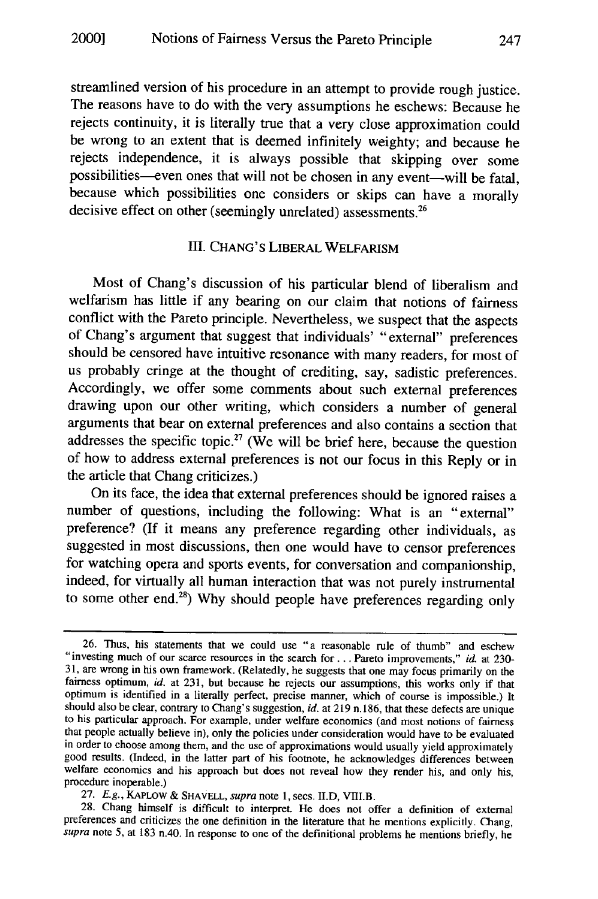streamlined version of his procedure in an attempt to provide rough justice. The reasons have to do with the very assumptions he eschews: Because he rejects continuity, it is literally true that a very close approximation could be wrong to an extent that is deemed infinitely weighty; and because he rejects independence, it is always possible that skipping over some possibilities—even ones that will not be chosen in any event—will be fatal, because which possibilities one considers or skips can have a morally decisive effect on other (seemingly unrelated) assessments.[26]

## III. CHANG'S LIBERAL WELFARISM

Most of Chang's discussion of his particular blend of liberalism and welfarism has little if any bearing on our claim that notions of fairness conflict with the Pareto principle. Nevertheless, we suspect that the aspects of Chang's argument that suggest that individuals' "external" preferences should be censored have intuitive resonance with many readers, for most of us probably cringe at the thought of crediting, say, sadistic preferences. Accordingly, we offer some comments about such external preferences drawing upon our other writing, which considers a number of general arguments that bear on external preferences and also contains a section that addresses the specific topic.[27] (We will be brief here, because the question of how to address external preferences is not our focus in this Reply or in the article that Chang criticizes.)

On its face, the idea that external preferences should be ignored raises a number of questions, including the following: What is an "external" preference? (If it means any preference regarding other individuals, as suggested in most discussions, then one would have to censor preferences for watching opera and sports events, for conversation and companionship, indeed, for virtually all human interaction that was not purely instrumental to some other end.[28]) Why should people have preferences regarding only

---

26. Thus, his statements that we could use "a reasonable rule of thumb" and eschew "investing much of our scarce resources in the search for . . . Pareto improvements," *id.* at 230-31, are wrong in his own framework. (Relatedly, he suggests that one may focus primarily on the fairness optimum, *id.* at 231, but because he rejects our assumptions, this works only if that optimum is identified in a literally perfect, precise manner, which of course is impossible.) It should also be clear, contrary to Chang's suggestion, *id.* at 219 n.186, that these defects are unique to his particular approach. For example, under welfare economics (and most notions of fairness that people actually believe in), only the policies under consideration would have to be evaluated in order to choose among them, and the use of approximations would usually yield approximately good results. (Indeed, in the latter part of his footnote, he acknowledges differences between welfare economics and his approach but does not reveal how they render his, and only his, procedure inoperable.)

27. *E.g.*, KAPLOW & SHAVELL, *supra* note 1, secs. II.D, VIII.B.

28. Chang himself is difficult to interpret. He does not offer a definition of external preferences and criticizes the one definition in the literature that he mentions explicitly. Chang, *supra* note 5, at 183 n.40. In response to one of the definitional problems he mentions briefly, he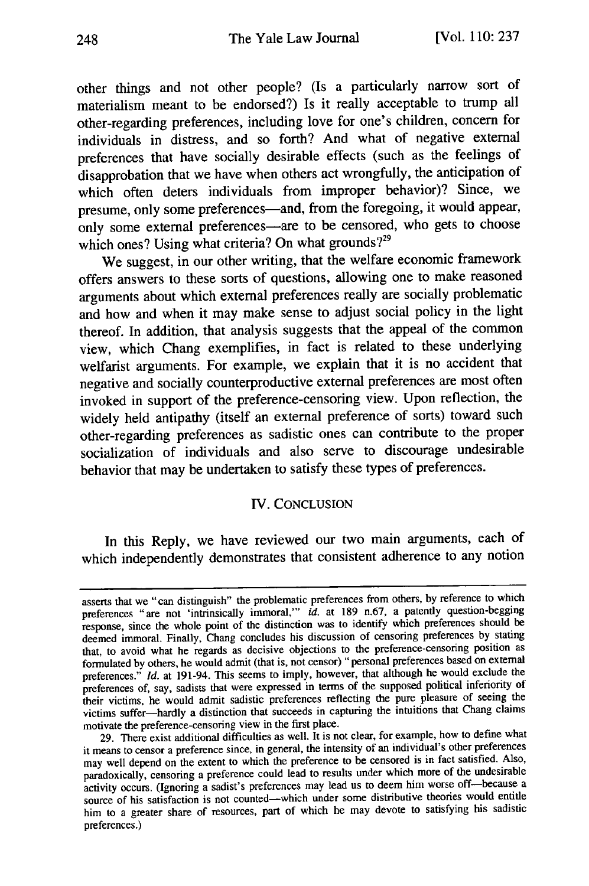other things and not other people? (Is a particularly narrow sort of materialism meant to be endorsed?) Is it really acceptable to trump all other-regarding preferences, including love for one's children, concern for individuals in distress, and so forth? And what of negative external preferences that have socially desirable effects (such as the feelings of disapprobation that we have when others act wrongfully, the anticipation of which often deters individuals from improper behavior)? Since, we presume, only some preferences—and, from the foregoing, it would appear, only some external preferences—are to be censored, who gets to choose which ones? Using what criteria? On what grounds?[29]

We suggest, in our other writing, that the welfare economic framework offers answers to these sorts of questions, allowing one to make reasoned arguments about which external preferences really are socially problematic and how and when it may make sense to adjust social policy in the light thereof. In addition, that analysis suggests that the appeal of the common view, which Chang exemplifies, in fact is related to these underlying welfarist arguments. For example, we explain that it is no accident that negative and socially counterproductive external preferences are most often invoked in support of the preference-censoring view. Upon reflection, the widely held antipathy (itself an external preference of sorts) toward such other-regarding preferences as sadistic ones can contribute to the proper socialization of individuals and also serve to discourage undesirable behavior that may be undertaken to satisfy these types of preferences.

## IV. CONCLUSION

In this Reply, we have reviewed our two main arguments, each of which independently demonstrates that consistent adherence to any notion

---

asserts that we "can distinguish" the problematic preferences from others, by reference to which preferences "are not 'intrinsically immoral,'" *id.* at 189 n.67, a patently question-begging response, since the whole point of the distinction was to identify which preferences should be deemed immoral. Finally, Chang concludes his discussion of censoring preferences by stating that, to avoid what he regards as decisive objections to the preference-censoring position as formulated by others, he would admit (that is, not censor) "personal preferences based on external preferences." *Id.* at 191-94. This seems to imply, however, that although he would exclude the preferences of, say, sadists that were expressed in terms of the supposed political inferiority of their victims, he would admit sadistic preferences reflecting the pure pleasure of seeing the victims suffer—hardly a distinction that succeeds in capturing the intuitions that Chang claims motivate the preference-censoring view in the first place.

29. There exist additional difficulties as well. It is not clear, for example, how to define what it means to censor a preference since, in general, the intensity of an individual's other preferences may well depend on the extent to which the preference to be censored is in fact satisfied. Also, paradoxically, censoring a preference could lead to results under which more of the undesirable activity occurs. (Ignoring a sadist's preferences may lead us to deem him worse off—because a source of his satisfaction is not counted—which under some distributive theories would entitle him to a greater share of resources, part of which he may devote to satisfying his sadistic preferences.)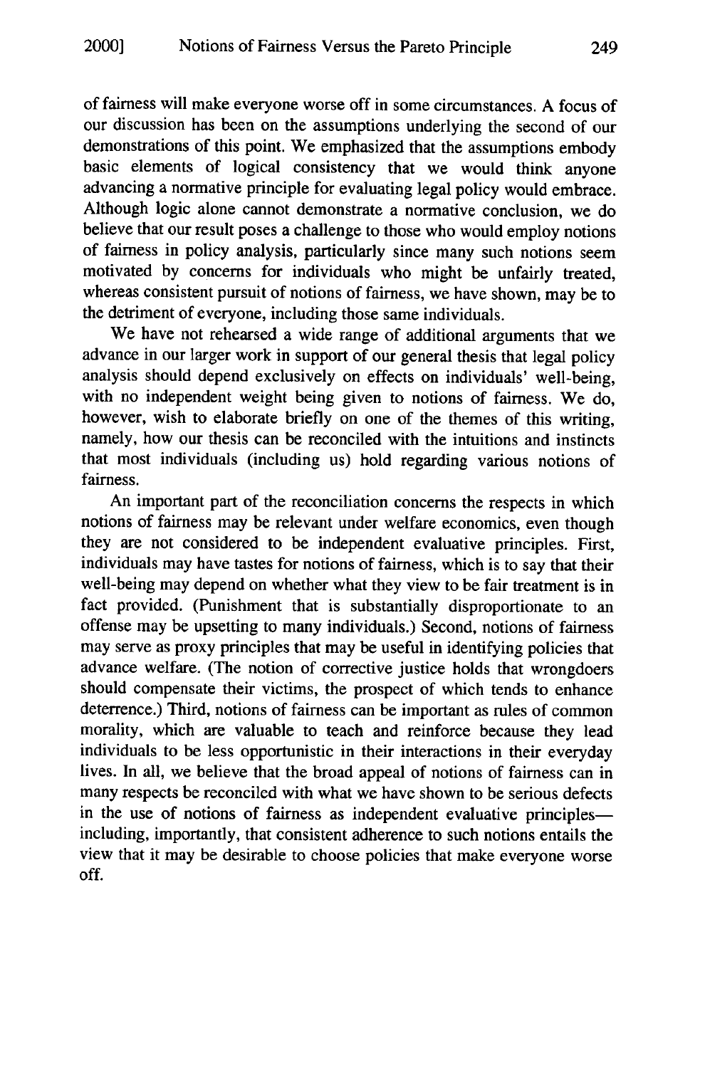of fairness will make everyone worse off in some circumstances. A focus of our discussion has been on the assumptions underlying the second of our demonstrations of this point. We emphasized that the assumptions embody basic elements of logical consistency that we would think anyone advancing a normative principle for evaluating legal policy would embrace. Although logic alone cannot demonstrate a normative conclusion, we do believe that our result poses a challenge to those who would employ notions of fairness in policy analysis, particularly since many such notions seem motivated by concerns for individuals who might be unfairly treated, whereas consistent pursuit of notions of fairness, we have shown, may be to the detriment of everyone, including those same individuals.

We have not rehearsed a wide range of additional arguments that we advance in our larger work in support of our general thesis that legal policy analysis should depend exclusively on effects on individuals' well-being, with no independent weight being given to notions of fairness. We do, however, wish to elaborate briefly on one of the themes of this writing, namely, how our thesis can be reconciled with the intuitions and instincts that most individuals (including us) hold regarding various notions of fairness.

An important part of the reconciliation concerns the respects in which notions of fairness may be relevant under welfare economics, even though they are not considered to be independent evaluative principles. First, individuals may have tastes for notions of fairness, which is to say that their well-being may depend on whether what they view to be fair treatment is in fact provided. (Punishment that is substantially disproportionate to an offense may be upsetting to many individuals.) Second, notions of fairness may serve as proxy principles that may be useful in identifying policies that advance welfare. (The notion of corrective justice holds that wrongdoers should compensate their victims, the prospect of which tends to enhance deterrence.) Third, notions of fairness can be important as rules of common morality, which are valuable to teach and reinforce because they lead individuals to be less opportunistic in their interactions in their everyday lives. In all, we believe that the broad appeal of notions of fairness can in many respects be reconciled with what we have shown to be serious defects in the use of notions of fairness as independent evaluative principles—including, importantly, that consistent adherence to such notions entails the view that it may be desirable to choose policies that make everyone worse off.